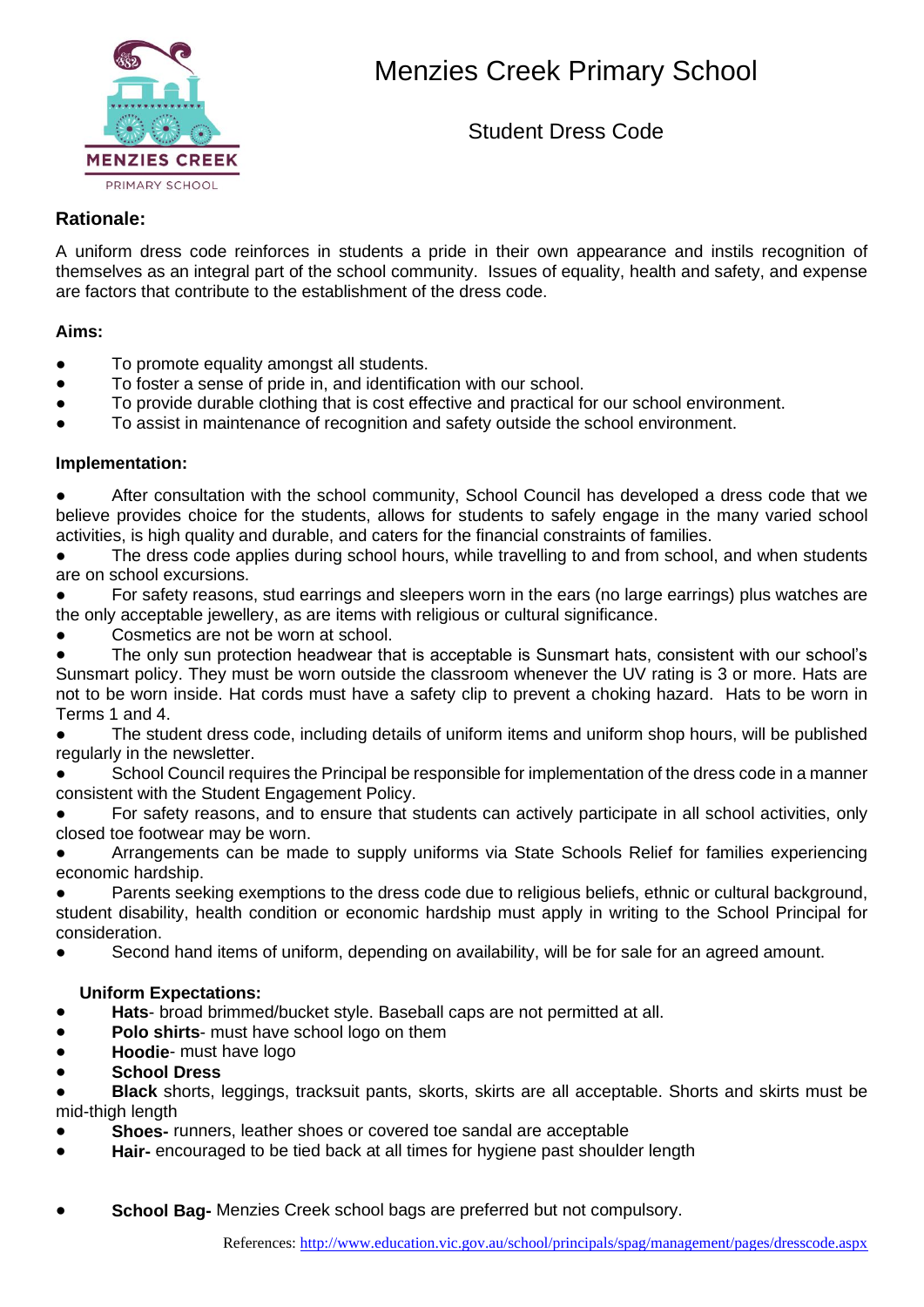# Menzies Creek Primary School

## Student Dress Code

### Rationale:

A uniform dress code reinforces in students a pride in their own appearance and instils recognition of themselves as an integral part of the school community. Issues of equality, health and safety, and expense are factors that contribute to the establishment of the dress code.

**Aims:**

- To promote equality amongst all students.
- To foster a sense of pride in, and identification with our school.
- To provide durable clothing that is cost effective and practical for our school environment.
- To assist in maintenance of recognition and safety outside the school environment.

**Implementation:**

- After consultation with the school community, School Council has developed a dress code that we believe provides choice for the students, allows for students to safely engage in the many varied school activities, is high quality and durable, and caters for the financial constraints of families.
- The dress code applies during school hours, while travelling to and from school, and when students are on school excursions.
- For safety reasons, stud earrings and sleepers worn in the ears (no large earrings) plus watches are the only acceptable jewellery, as are items with religious or cultural significance.
- Cosmetics are not be worn at school.
- The only sun protection headwear that is acceptable is Sunsmart hats, consistent with our school's Sunsmart policy. They must be worn outside the classroom whenever the UV rating is 3 or more. Hats are not to be worn inside. Hat cords must have a safety clip to prevent a choking hazard. Hats to be worn in Terms 1 and 4.
- The student dress code, including details of uniform items and uniform shop hours, will be published regularly in the newsletter.
- School Council requires the Principal be responsible for implementation of the dress code in a manner consistent with the Student Engagement Policy.
- For safety reasons, and to ensure that students can actively participate in all school activities, only closed toe footwear may be worn.
- Arrangements can be made to supply uniforms via State Schools Relief for families experiencing economic hardship.
- Parents seeking exemptions to the dress code due to religious beliefs, ethnic or cultural background, student disability, health condition or economic hardship must apply in writing to the School Principal for consideration.
- Second hand items of uniform, depending on availability, will be for sale for an agreed amount.

**Uniform Expectations:**

- **Hats**- broad brimmed/bucket style. Baseball caps are not permitted at all.
- **Polo shirts**- must have school logo on them
- **Hoodie**- must have logo
- **School Dress**
- **Black** shorts, leggings, tracksuit pants, skorts, skirts are all acceptable. Shorts and skirts must be mid-thigh length
- **Shoes-** runners, leather shoes or covered toe sandal are acceptable
- **Hair-** encouraged to be tied back at all times for hygiene past shoulder length
- **School Bag-** Menzies Creek school bags are preferred but not compulsory.

References: http://www.education.vic.gov.au/school/principals/spag/management/pages/dresscode.aspx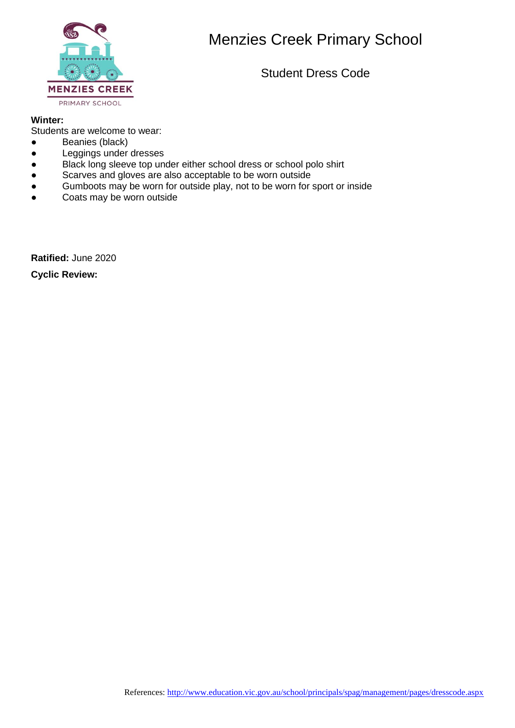# Menzies Creek Primary School

## Student Dress Code

**Winter:**
Students are welcome to wear:

- Beanies (black)
- Leggings under dresses
- Black long sleeve top under either school dress or school polo shirt
- Scarves and gloves are also acceptable to be worn outside
- Gumboots may be worn for outside play, not to be worn for sport or inside
- Coats may be worn outside

**Ratified:** June 2020

**Cyclic Review:**

References: http://www.education.vic.gov.au/school/principals/spag/management/pages/dresscode.aspx